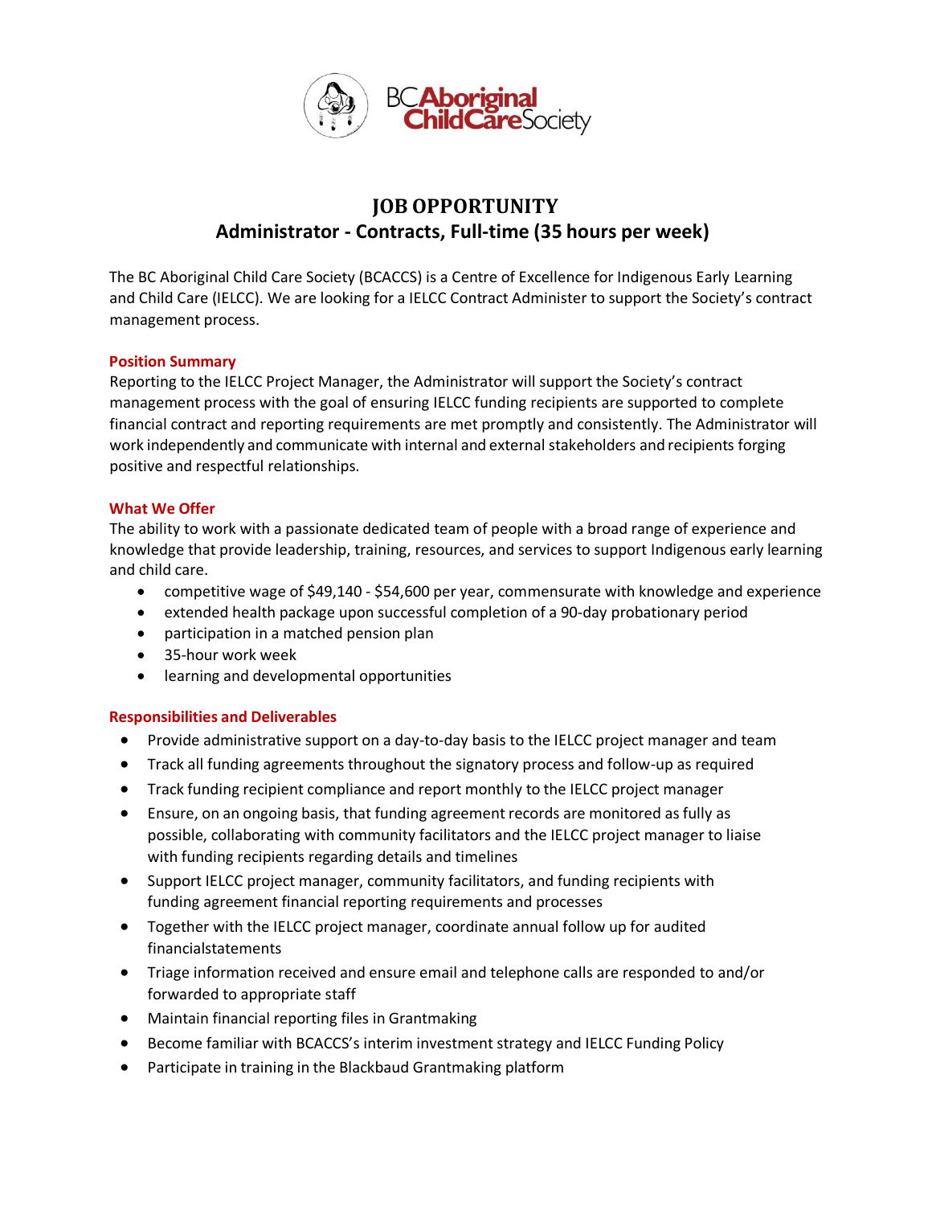BC Aboriginal Child Care Society

# JOB OPPORTUNITY

## Administrator - Contracts, Full-time (35 hours per week)

The BC Aboriginal Child Care Society (BCACCS) is a Centre of Excellence for Indigenous Early Learning and Child Care (IELCC). We are looking for a IELCC Contract Administer to support the Society's contract management process.

### Position Summary

Reporting to the IELCC Project Manager, the Administrator will support the Society's contract management process with the goal of ensuring IELCC funding recipients are supported to complete financial contract and reporting requirements are met promptly and consistently. The Administrator will work independently and communicate with internal and external stakeholders and recipients forging positive and respectful relationships.

### What We Offer

The ability to work with a passionate dedicated team of people with a broad range of experience and knowledge that provide leadership, training, resources, and services to support Indigenous early learning and child care.

- competitive wage of $49,140 - $54,600 per year, commensurate with knowledge and experience
- extended health package upon successful completion of a 90-day probationary period
- participation in a matched pension plan
- 35-hour work week
- learning and developmental opportunities

### Responsibilities and Deliverables

- Provide administrative support on a day-to-day basis to the IELCC project manager and team
- Track all funding agreements throughout the signatory process and follow-up as required
- Track funding recipient compliance and report monthly to the IELCC project manager
- Ensure, on an ongoing basis, that funding agreement records are monitored as fully as possible, collaborating with community facilitators and the IELCC project manager to liaise with funding recipients regarding details and timelines
- Support IELCC project manager, community facilitators, and funding recipients with funding agreement financial reporting requirements and processes
- Together with the IELCC project manager, coordinate annual follow up for audited financialstatements
- Triage information received and ensure email and telephone calls are responded to and/or forwarded to appropriate staff
- Maintain financial reporting files in Grantmaking
- Become familiar with BCACCS's interim investment strategy and IELCC Funding Policy
- Participate in training in the Blackbaud Grantmaking platform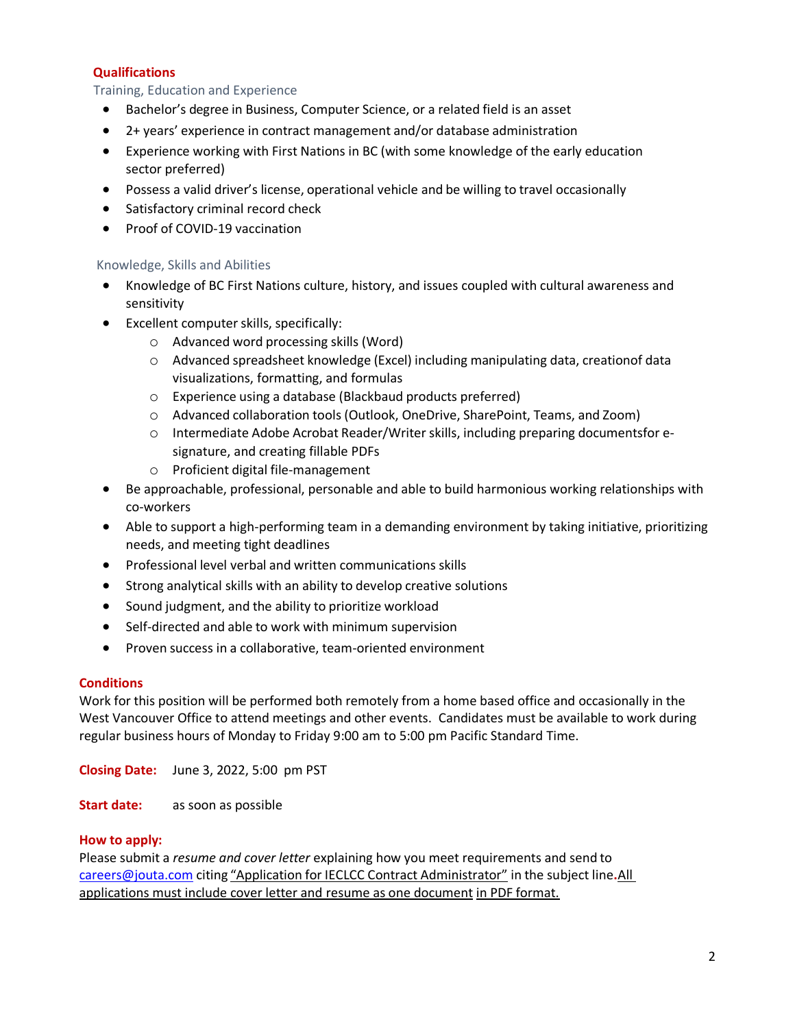## Qualifications

### Training, Education and Experience

- Bachelor's degree in Business, Computer Science, or a related field is an asset
- 2+ years' experience in contract management and/or database administration
- Experience working with First Nations in BC (with some knowledge of the early education sector preferred)
- Possess a valid driver's license, operational vehicle and be willing to travel occasionally
- Satisfactory criminal record check
- Proof of COVID-19 vaccination

### Knowledge, Skills and Abilities

- Knowledge of BC First Nations culture, history, and issues coupled with cultural awareness and sensitivity
- Excellent computer skills, specifically:
  - Advanced word processing skills (Word)
  - Advanced spreadsheet knowledge (Excel) including manipulating data, creationof data visualizations, formatting, and formulas
  - Experience using a database (Blackbaud products preferred)
  - Advanced collaboration tools (Outlook, OneDrive, SharePoint, Teams, and Zoom)
  - Intermediate Adobe Acrobat Reader/Writer skills, including preparing documentsfor e-signature, and creating fillable PDFs
  - Proficient digital file-management
- Be approachable, professional, personable and able to build harmonious working relationships with co-workers
- Able to support a high-performing team in a demanding environment by taking initiative, prioritizing needs, and meeting tight deadlines
- Professional level verbal and written communications skills
- Strong analytical skills with an ability to develop creative solutions
- Sound judgment, and the ability to prioritize workload
- Self-directed and able to work with minimum supervision
- Proven success in a collaborative, team-oriented environment

## Conditions

Work for this position will be performed both remotely from a home based office and occasionally in the West Vancouver Office to attend meetings and other events. Candidates must be available to work during regular business hours of Monday to Friday 9:00 am to 5:00 pm Pacific Standard Time.

**Closing Date:** June 3, 2022, 5:00 pm PST

**Start date:** as soon as possible

**How to apply:**

Please submit a *resume and cover letter* explaining how you meet requirements and send to careers@jouta.com citing "Application for IECLCC Contract Administrator" in the subject line. All applications must include cover letter and resume as one document in PDF format.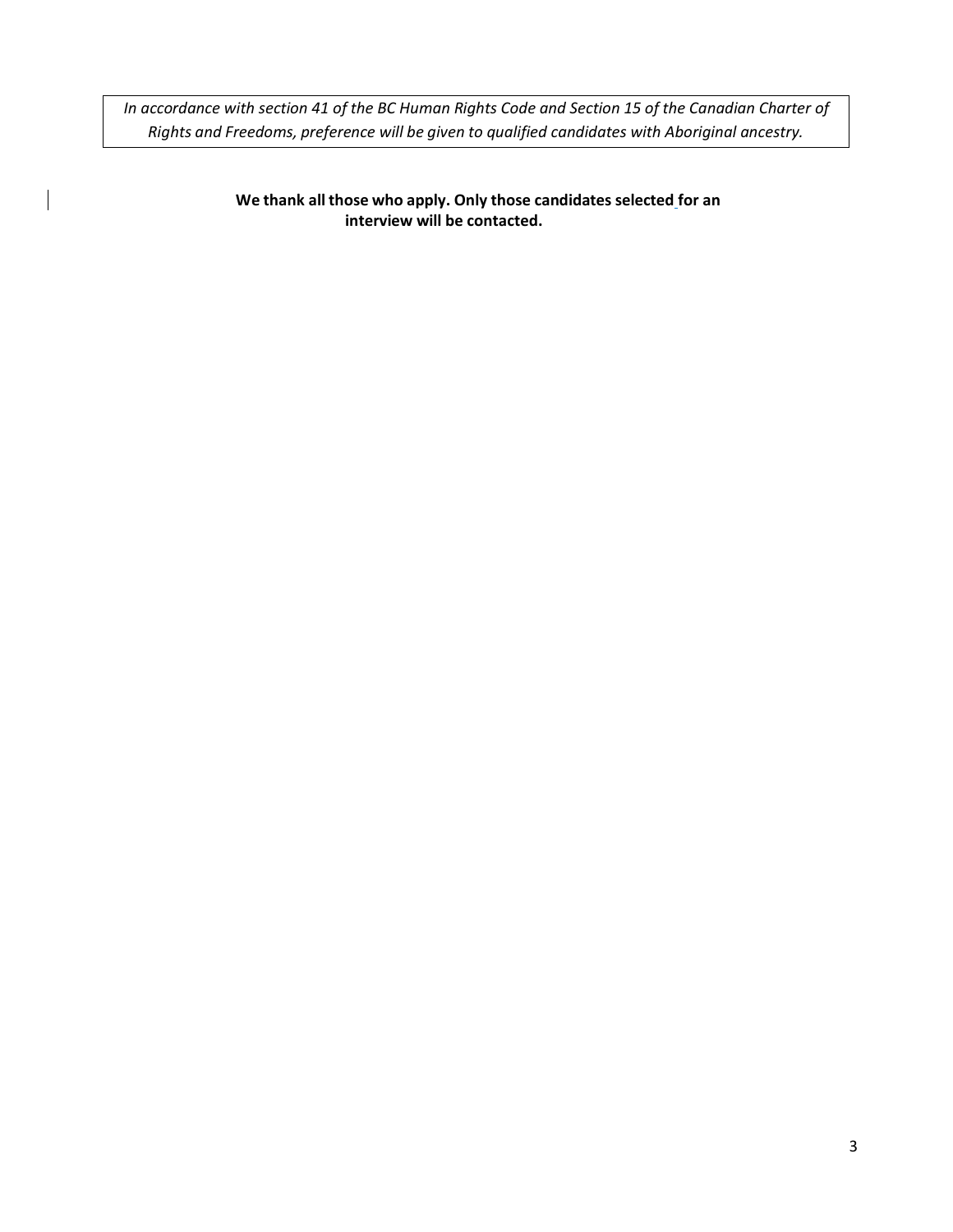*In accordance with section 41 of the BC Human Rights Code and Section 15 of the Canadian Charter of Rights and Freedoms, preference will be given to qualified candidates with Aboriginal ancestry.*

**We thank all those who apply. Only those candidates selected for an interview will be contacted.**